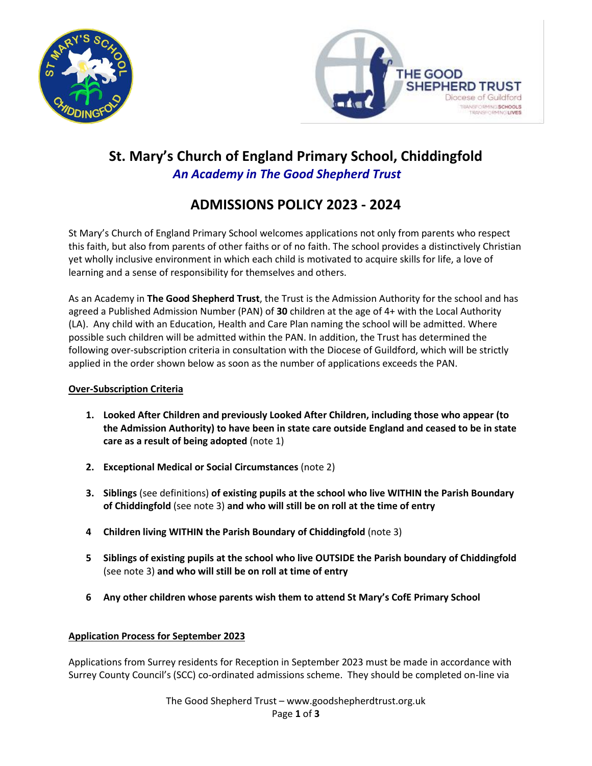# St. Mary's Church of England Primary School, Chiddingfold

***An Academy in The Good Shepherd Trust***

## ADMISSIONS POLICY 2023 - 2024

St Mary's Church of England Primary School welcomes applications not only from parents who respect this faith, but also from parents of other faiths or of no faith. The school provides a distinctively Christian yet wholly inclusive environment in which each child is motivated to acquire skills for life, a love of learning and a sense of responsibility for themselves and others.

As an Academy in **The Good Shepherd Trust**, the Trust is the Admission Authority for the school and has agreed a Published Admission Number (PAN) of **30** children at the age of 4+ with the Local Authority (LA). Any child with an Education, Health and Care Plan naming the school will be admitted. Where possible such children will be admitted within the PAN. In addition, the Trust has determined the following over-subscription criteria in consultation with the Diocese of Guildford, which will be strictly applied in the order shown below as soon as the number of applications exceeds the PAN.

### Over-Subscription Criteria

1. **Looked After Children and previously Looked After Children, including those who appear (to the Admission Authority) to have been in state care outside England and ceased to be in state care as a result of being adopted** (note 1)

2. **Exceptional Medical or Social Circumstances** (note 2)

3. **Siblings** (see definitions) **of existing pupils at the school who live WITHIN the Parish Boundary of Chiddingfold** (see note 3) **and who will still be on roll at the time of entry**

4. **Children living WITHIN the Parish Boundary of Chiddingfold** (note 3)

5. **Siblings of existing pupils at the school who live OUTSIDE the Parish boundary of Chiddingfold** (see note 3) **and who will still be on roll at time of entry**

6. **Any other children whose parents wish them to attend St Mary's CofE Primary School**

### Application Process for September 2023

Applications from Surrey residents for Reception in September 2023 must be made in accordance with Surrey County Council's (SCC) co-ordinated admissions scheme. They should be completed on-line via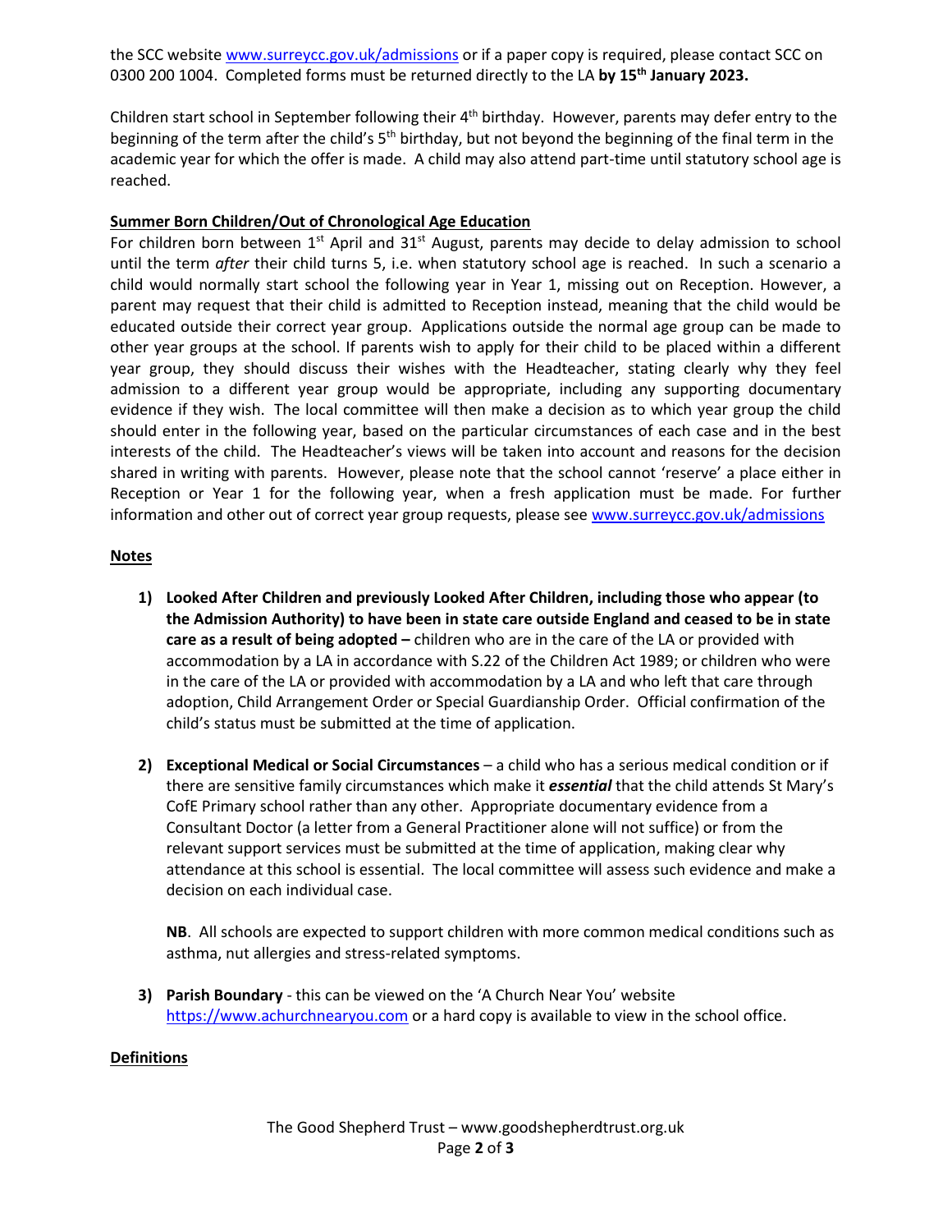the SCC website [www.surreycc.gov.uk/admissions](www.surreycc.gov.uk/admissions) or if a paper copy is required, please contact SCC on 0300 200 1004. Completed forms must be returned directly to the LA **by 15th January 2023.**

Children start school in September following their 4th birthday. However, parents may defer entry to the beginning of the term after the child's 5th birthday, but not beyond the beginning of the final term in the academic year for which the offer is made. A child may also attend part-time until statutory school age is reached.

**Summer Born Children/Out of Chronological Age Education**

For children born between 1st April and 31st August, parents may decide to delay admission to school until the term *after* their child turns 5, i.e. when statutory school age is reached. In such a scenario a child would normally start school the following year in Year 1, missing out on Reception. However, a parent may request that their child is admitted to Reception instead, meaning that the child would be educated outside their correct year group. Applications outside the normal age group can be made to other year groups at the school. If parents wish to apply for their child to be placed within a different year group, they should discuss their wishes with the Headteacher, stating clearly why they feel admission to a different year group would be appropriate, including any supporting documentary evidence if they wish. The local committee will then make a decision as to which year group the child should enter in the following year, based on the particular circumstances of each case and in the best interests of the child. The Headteacher's views will be taken into account and reasons for the decision shared in writing with parents. However, please note that the school cannot 'reserve' a place either in Reception or Year 1 for the following year, when a fresh application must be made. For further information and other out of correct year group requests, please see [www.surreycc.gov.uk/admissions](www.surreycc.gov.uk/admissions)

**Notes**

1) **Looked After Children and previously Looked After Children, including those who appear (to the Admission Authority) to have been in state care outside England and ceased to be in state care as a result of being adopted –** children who are in the care of the LA or provided with accommodation by a LA in accordance with S.22 of the Children Act 1989; or children who were in the care of the LA or provided with accommodation by a LA and who left that care through adoption, Child Arrangement Order or Special Guardianship Order. Official confirmation of the child's status must be submitted at the time of application.

2) **Exceptional Medical or Social Circumstances** – a child who has a serious medical condition or if there are sensitive family circumstances which make it ***essential*** that the child attends St Mary's CofE Primary school rather than any other. Appropriate documentary evidence from a Consultant Doctor (a letter from a General Practitioner alone will not suffice) or from the relevant support services must be submitted at the time of application, making clear why attendance at this school is essential. The local committee will assess such evidence and make a decision on each individual case.

   **NB**. All schools are expected to support children with more common medical conditions such as asthma, nut allergies and stress-related symptoms.

3) **Parish Boundary** - this can be viewed on the 'A Church Near You' website [https://www.achurchnearyou.com](https://www.achurchnearyou.com) or a hard copy is available to view in the school office.

**Definitions**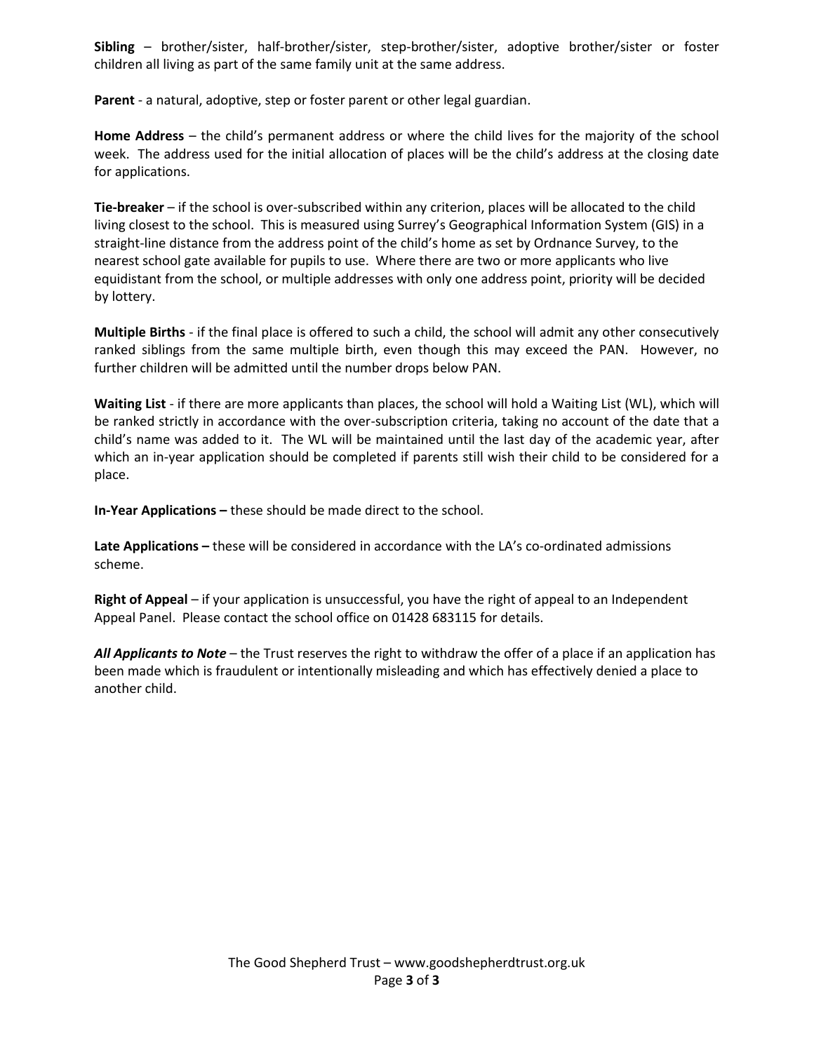**Sibling** – brother/sister, half-brother/sister, step-brother/sister, adoptive brother/sister or foster children all living as part of the same family unit at the same address.

**Parent** - a natural, adoptive, step or foster parent or other legal guardian.

**Home Address** – the child's permanent address or where the child lives for the majority of the school week. The address used for the initial allocation of places will be the child's address at the closing date for applications.

**Tie-breaker** – if the school is over-subscribed within any criterion, places will be allocated to the child living closest to the school. This is measured using Surrey's Geographical Information System (GIS) in a straight-line distance from the address point of the child's home as set by Ordnance Survey, to the nearest school gate available for pupils to use. Where there are two or more applicants who live equidistant from the school, or multiple addresses with only one address point, priority will be decided by lottery.

**Multiple Births** - if the final place is offered to such a child, the school will admit any other consecutively ranked siblings from the same multiple birth, even though this may exceed the PAN. However, no further children will be admitted until the number drops below PAN.

**Waiting List** - if there are more applicants than places, the school will hold a Waiting List (WL), which will be ranked strictly in accordance with the over-subscription criteria, taking no account of the date that a child's name was added to it. The WL will be maintained until the last day of the academic year, after which an in-year application should be completed if parents still wish their child to be considered for a place.

**In-Year Applications –** these should be made direct to the school.

**Late Applications –** these will be considered in accordance with the LA's co-ordinated admissions scheme.

**Right of Appeal** – if your application is unsuccessful, you have the right of appeal to an Independent Appeal Panel. Please contact the school office on 01428 683115 for details.

***All Applicants to Note*** – the Trust reserves the right to withdraw the offer of a place if an application has been made which is fraudulent or intentionally misleading and which has effectively denied a place to another child.

The Good Shepherd Trust – www.goodshepherdtrust.org.uk